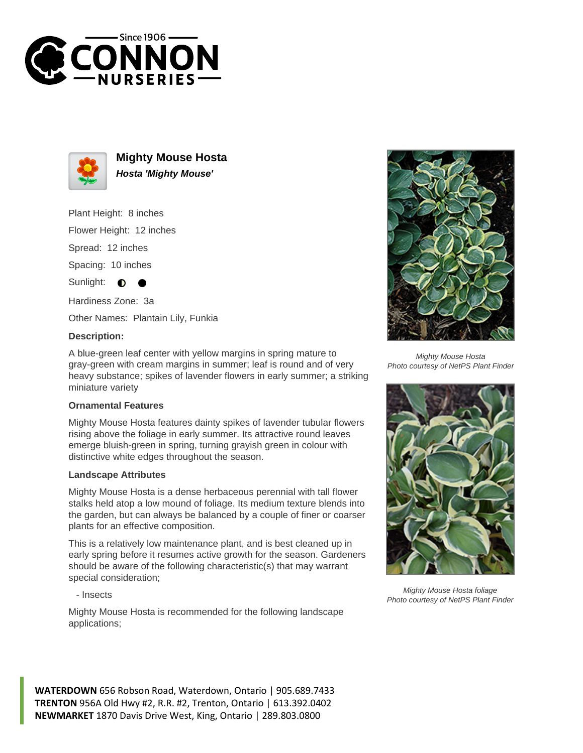# Mighty Mouse Hosta

***Hosta 'Mighty Mouse'***

Plant Height: 8 inches

Flower Height: 12 inches

Spread: 12 inches

Spacing: 10 inches

Sunlight: ◐ ●

Hardiness Zone: 3a

Other Names: Plantain Lily, Funkia

### Description:

A blue-green leaf center with yellow margins in spring mature to gray-green with cream margins in summer; leaf is round and of very heavy substance; spikes of lavender flowers in early summer; a striking miniature variety

### Ornamental Features

Mighty Mouse Hosta features dainty spikes of lavender tubular flowers rising above the foliage in early summer. Its attractive round leaves emerge bluish-green in spring, turning grayish green in colour with distinctive white edges throughout the season.

### Landscape Attributes

Mighty Mouse Hosta is a dense herbaceous perennial with tall flower stalks held atop a low mound of foliage. Its medium texture blends into the garden, but can always be balanced by a couple of finer or coarser plants for an effective composition.

This is a relatively low maintenance plant, and is best cleaned up in early spring before it resumes active growth for the season. Gardeners should be aware of the following characteristic(s) that may warrant special consideration;

- Insects

Mighty Mouse Hosta is recommended for the following landscape applications;

*Mighty Mouse Hosta*
*Photo courtesy of NetPS Plant Finder*

*Mighty Mouse Hosta foliage*
*Photo courtesy of NetPS Plant Finder*

**WATERDOWN** 656 Robson Road, Waterdown, Ontario | 905.689.7433
**TRENTON** 956A Old Hwy #2, R.R. #2, Trenton, Ontario | 613.392.0402
**NEWMARKET** 1870 Davis Drive West, King, Ontario | 289.803.0800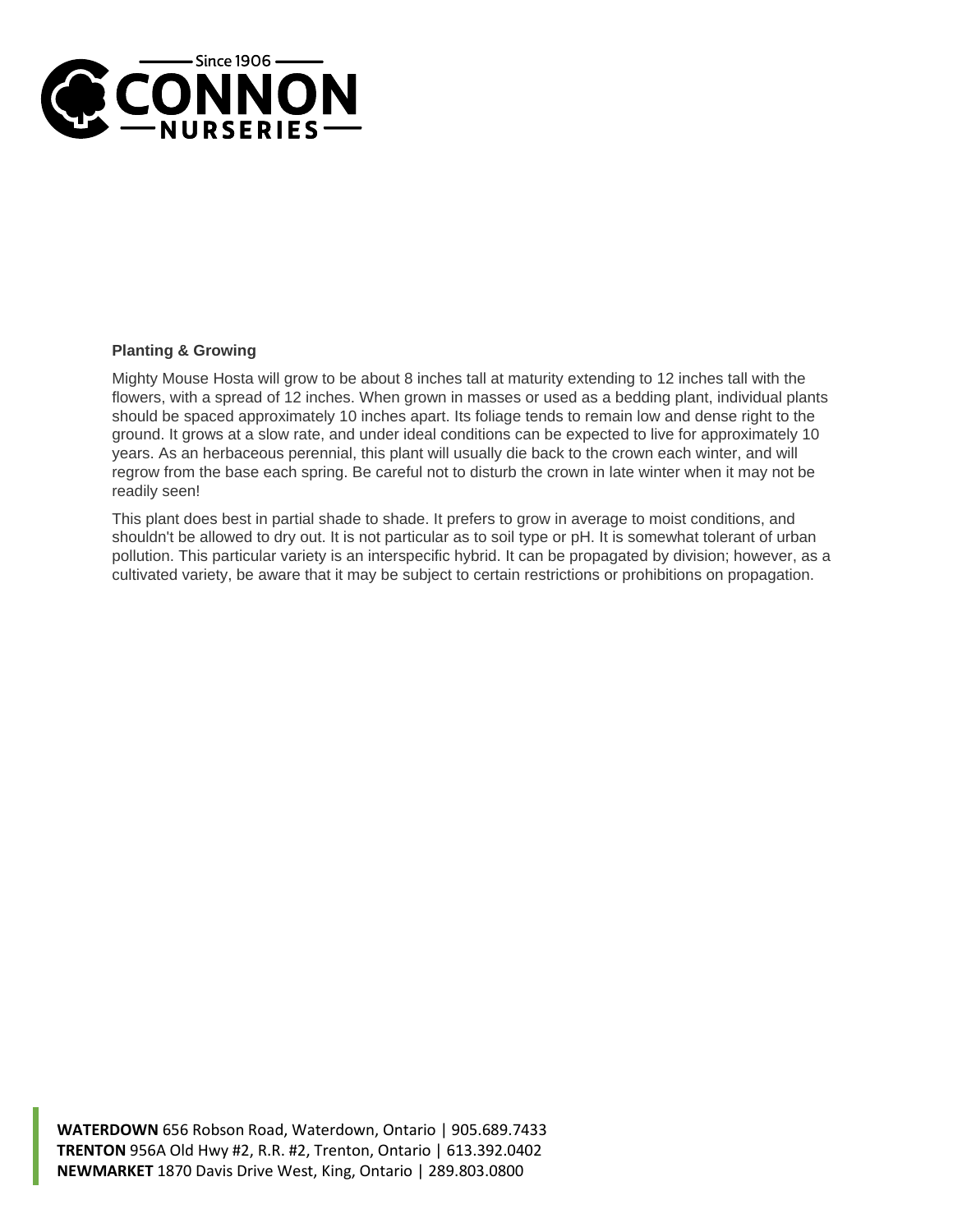### Planting & Growing

Mighty Mouse Hosta will grow to be about 8 inches tall at maturity extending to 12 inches tall with the flowers, with a spread of 12 inches. When grown in masses or used as a bedding plant, individual plants should be spaced approximately 10 inches apart. Its foliage tends to remain low and dense right to the ground. It grows at a slow rate, and under ideal conditions can be expected to live for approximately 10 years. As an herbaceous perennial, this plant will usually die back to the crown each winter, and will regrow from the base each spring. Be careful not to disturb the crown in late winter when it may not be readily seen!

This plant does best in partial shade to shade. It prefers to grow in average to moist conditions, and shouldn't be allowed to dry out. It is not particular as to soil type or pH. It is somewhat tolerant of urban pollution. This particular variety is an interspecific hybrid. It can be propagated by division; however, as a cultivated variety, be aware that it may be subject to certain restrictions or prohibitions on propagation.